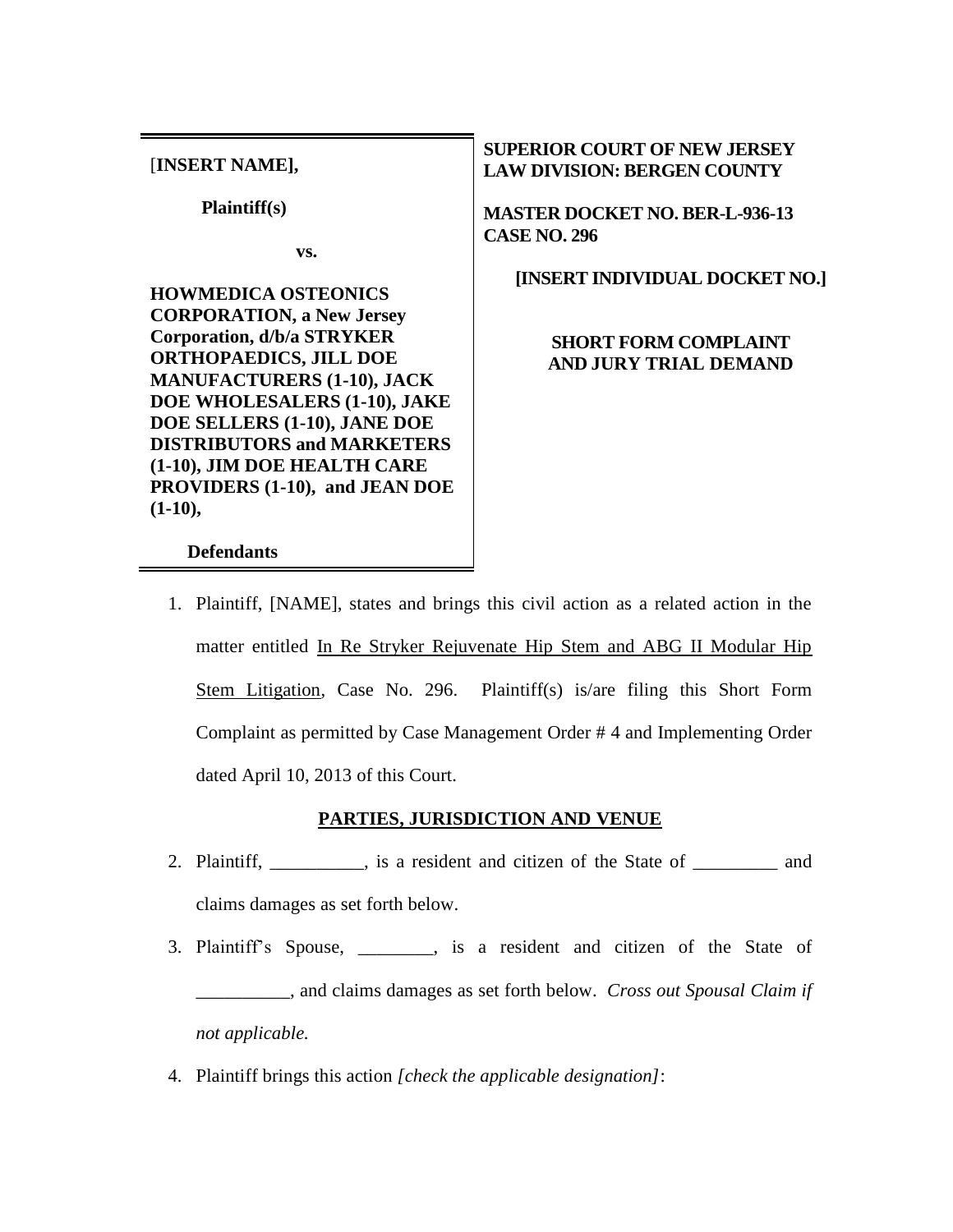| [**INSERT NAME],**<br><br>**Plaintiff(s)**<br><br>**vs.**<br><br>**HOWMEDICA OSTEONICS CORPORATION, a New Jersey Corporation, d/b/a STRYKER ORTHOPAEDICS, JILL DOE MANUFACTURERS (1-10), JACK DOE WHOLESALERS (1-10), JAKE DOE SELLERS (1-10), JANE DOE DISTRIBUTORS and MARKETERS (1-10), JIM DOE HEALTH CARE PROVIDERS (1-10), and JEAN DOE (1-10),**<br><br>**Defendants** | **SUPERIOR COURT OF NEW JERSEY LAW DIVISION: BERGEN COUNTY**<br><br>**MASTER DOCKET NO. BER-L-936-13 CASE NO. 296**<br><br>**[INSERT INDIVIDUAL DOCKET NO.]**<br><br>**SHORT FORM COMPLAINT AND JURY TRIAL DEMAND** |
|---|---|

1. Plaintiff, [NAME], states and brings this civil action as a related action in the matter entitled <u>In Re Stryker Rejuvenate Hip Stem and ABG II Modular Hip Stem Litigation</u>, Case No. 296. Plaintiff(s) is/are filing this Short Form Complaint as permitted by Case Management Order # 4 and Implementing Order dated April 10, 2013 of this Court.

**<u>PARTIES, JURISDICTION AND VENUE</u>**

2. Plaintiff, __________, is a resident and citizen of the State of _________ and claims damages as set forth below.

3. Plaintiff's Spouse, ________, is a resident and citizen of the State of __________, and claims damages as set forth below. *Cross out Spousal Claim if not applicable.*

4. Plaintiff brings this action *[check the applicable designation]*: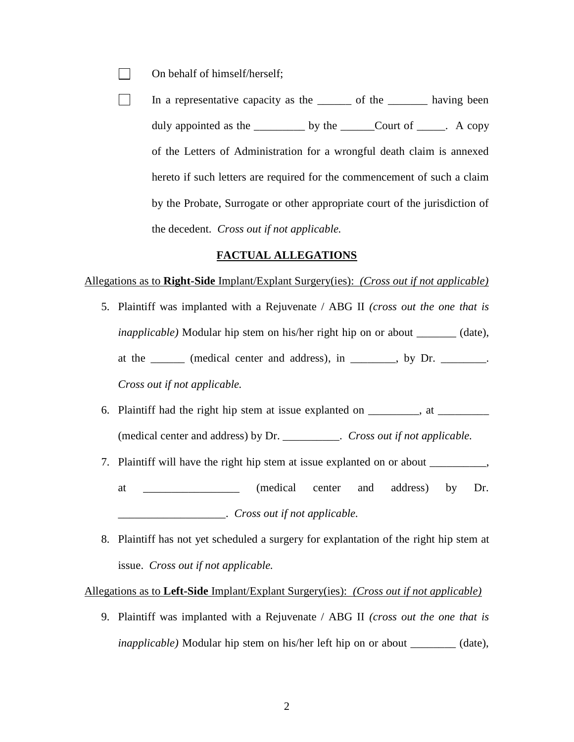☐ On behalf of himself/herself;

☐ In a representative capacity as the ______ of the _______ having been duly appointed as the _________ by the ______Court of _____. A copy of the Letters of Administration for a wrongful death claim is annexed hereto if such letters are required for the commencement of such a claim by the Probate, Surrogate or other appropriate court of the jurisdiction of the decedent. *Cross out if not applicable.*

## FACTUAL ALLEGATIONS

Allegations as to **Right-Side** Implant/Explant Surgery(ies): *(Cross out if not applicable)*

5. Plaintiff was implanted with a Rejuvenate / ABG II *(cross out the one that is inapplicable)* Modular hip stem on his/her right hip on or about _______ (date), at the ______ (medical center and address), in ________, by Dr. ________. *Cross out if not applicable.*

6. Plaintiff had the right hip stem at issue explanted on _________, at _________ (medical center and address) by Dr. __________. *Cross out if not applicable.*

7. Plaintiff will have the right hip stem at issue explanted on or about __________, at _________________ (medical center and address) by Dr. ___________________. *Cross out if not applicable.*

8. Plaintiff has not yet scheduled a surgery for explantation of the right hip stem at issue. *Cross out if not applicable.*

Allegations as to **Left-Side** Implant/Explant Surgery(ies): *(Cross out if not applicable)*

9. Plaintiff was implanted with a Rejuvenate / ABG II *(cross out the one that is inapplicable)* Modular hip stem on his/her left hip on or about ________ (date),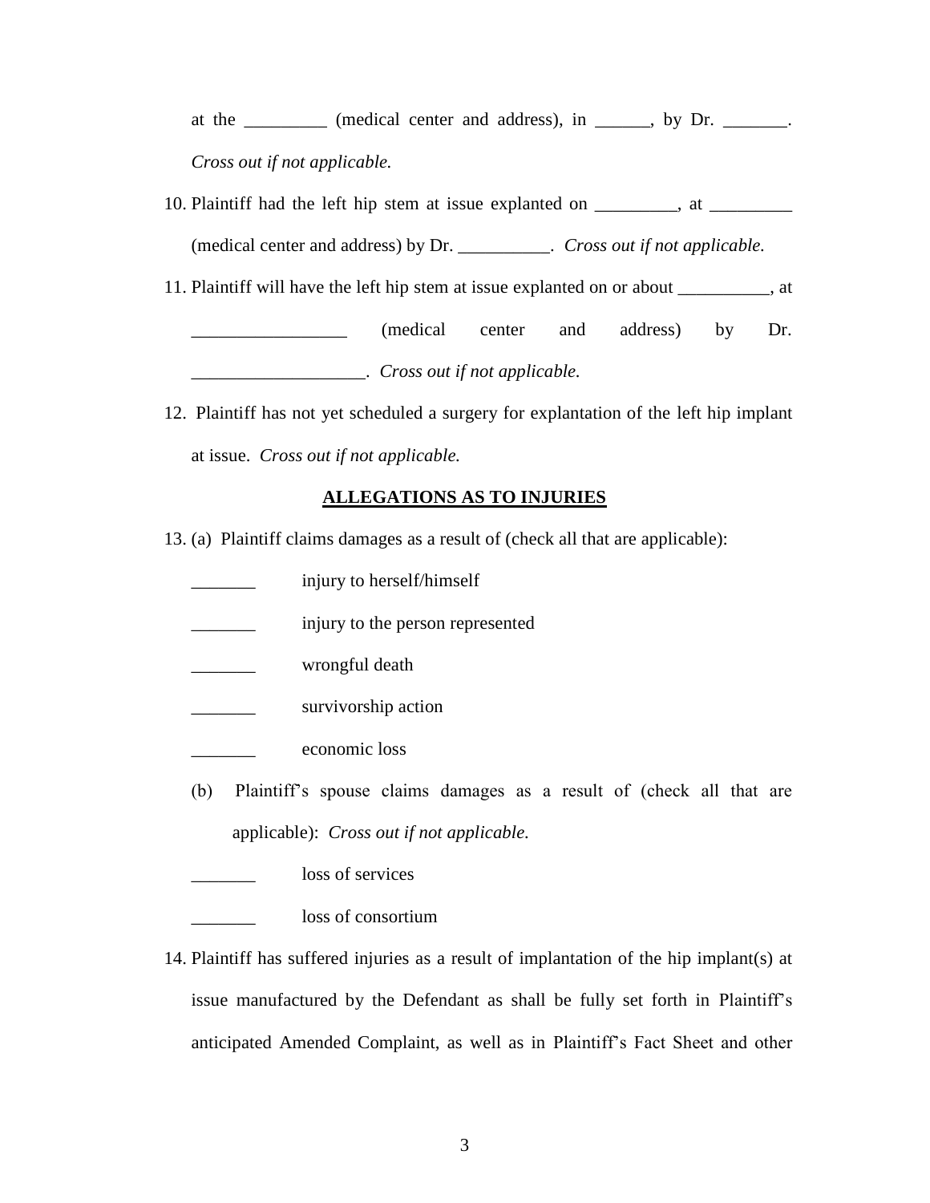at the _________ (medical center and address), in ______, by Dr. _______. *Cross out if not applicable.*

10. Plaintiff had the left hip stem at issue explanted on _________, at _________ (medical center and address) by Dr. __________. *Cross out if not applicable.*

11. Plaintiff will have the left hip stem at issue explanted on or about __________, at _________________ (medical center and address) by Dr. ___________________. *Cross out if not applicable.*

12. Plaintiff has not yet scheduled a surgery for explantation of the left hip implant at issue. *Cross out if not applicable.*

**ALLEGATIONS AS TO INJURIES**

13. (a) Plaintiff claims damages as a result of (check all that are applicable):

_______ injury to herself/himself

_______ injury to the person represented

_______ wrongful death

_______ survivorship action

_______ economic loss

(b) Plaintiff's spouse claims damages as a result of (check all that are applicable): *Cross out if not applicable.*

_______ loss of services

_______ loss of consortium

14. Plaintiff has suffered injuries as a result of implantation of the hip implant(s) at issue manufactured by the Defendant as shall be fully set forth in Plaintiff's anticipated Amended Complaint, as well as in Plaintiff's Fact Sheet and other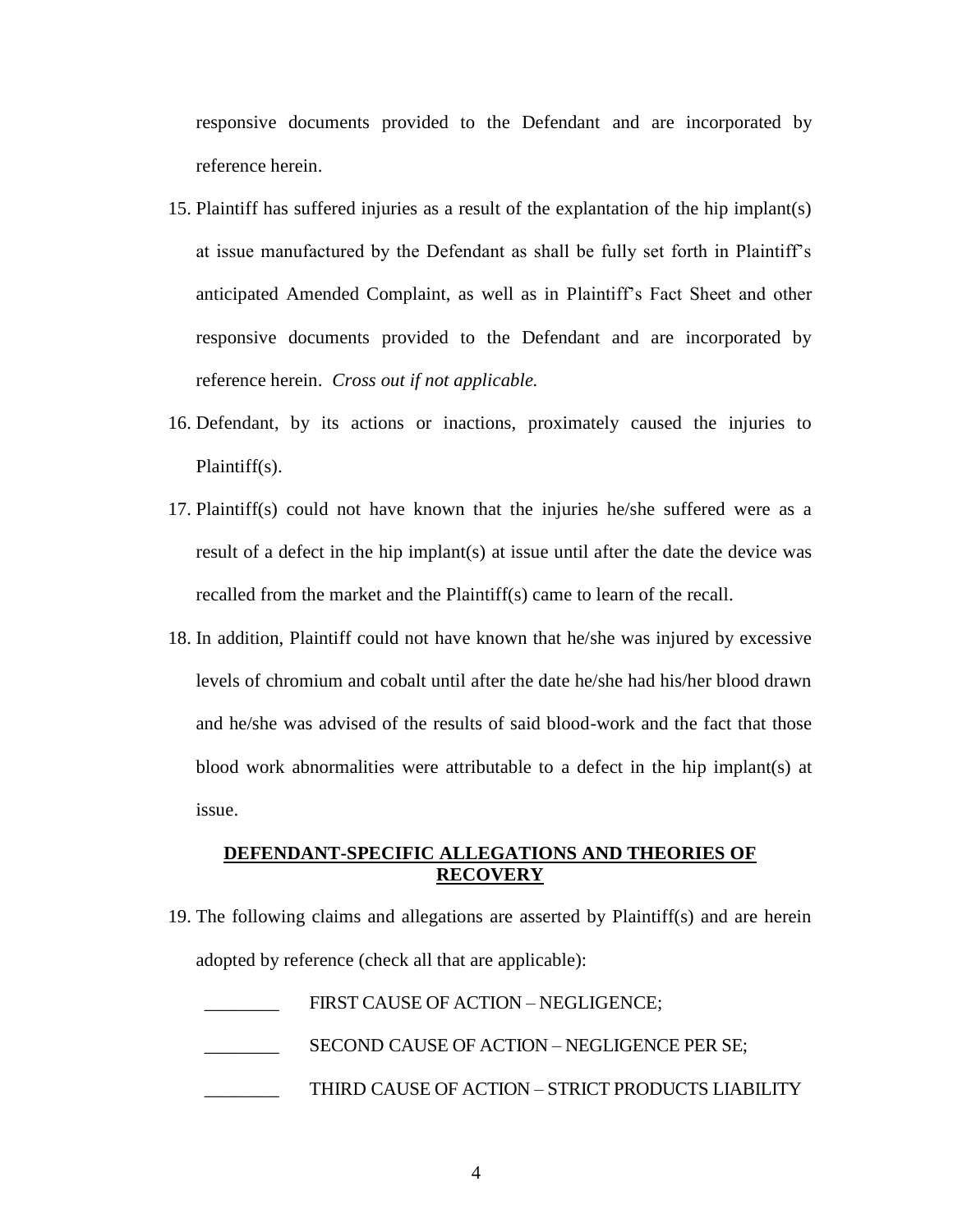responsive documents provided to the Defendant and are incorporated by reference herein.

15. Plaintiff has suffered injuries as a result of the explantation of the hip implant(s) at issue manufactured by the Defendant as shall be fully set forth in Plaintiff's anticipated Amended Complaint, as well as in Plaintiff's Fact Sheet and other responsive documents provided to the Defendant and are incorporated by reference herein. *Cross out if not applicable.*

16. Defendant, by its actions or inactions, proximately caused the injuries to Plaintiff(s).

17. Plaintiff(s) could not have known that the injuries he/she suffered were as a result of a defect in the hip implant(s) at issue until after the date the device was recalled from the market and the Plaintiff(s) came to learn of the recall.

18. In addition, Plaintiff could not have known that he/she was injured by excessive levels of chromium and cobalt until after the date he/she had his/her blood drawn and he/she was advised of the results of said blood-work and the fact that those blood work abnormalities were attributable to a defect in the hip implant(s) at issue.

**DEFENDANT-SPECIFIC ALLEGATIONS AND THEORIES OF RECOVERY**

19. The following claims and allegations are asserted by Plaintiff(s) and are herein adopted by reference (check all that are applicable):

________ FIRST CAUSE OF ACTION – NEGLIGENCE;

________ SECOND CAUSE OF ACTION – NEGLIGENCE PER SE;

________ THIRD CAUSE OF ACTION – STRICT PRODUCTS LIABILITY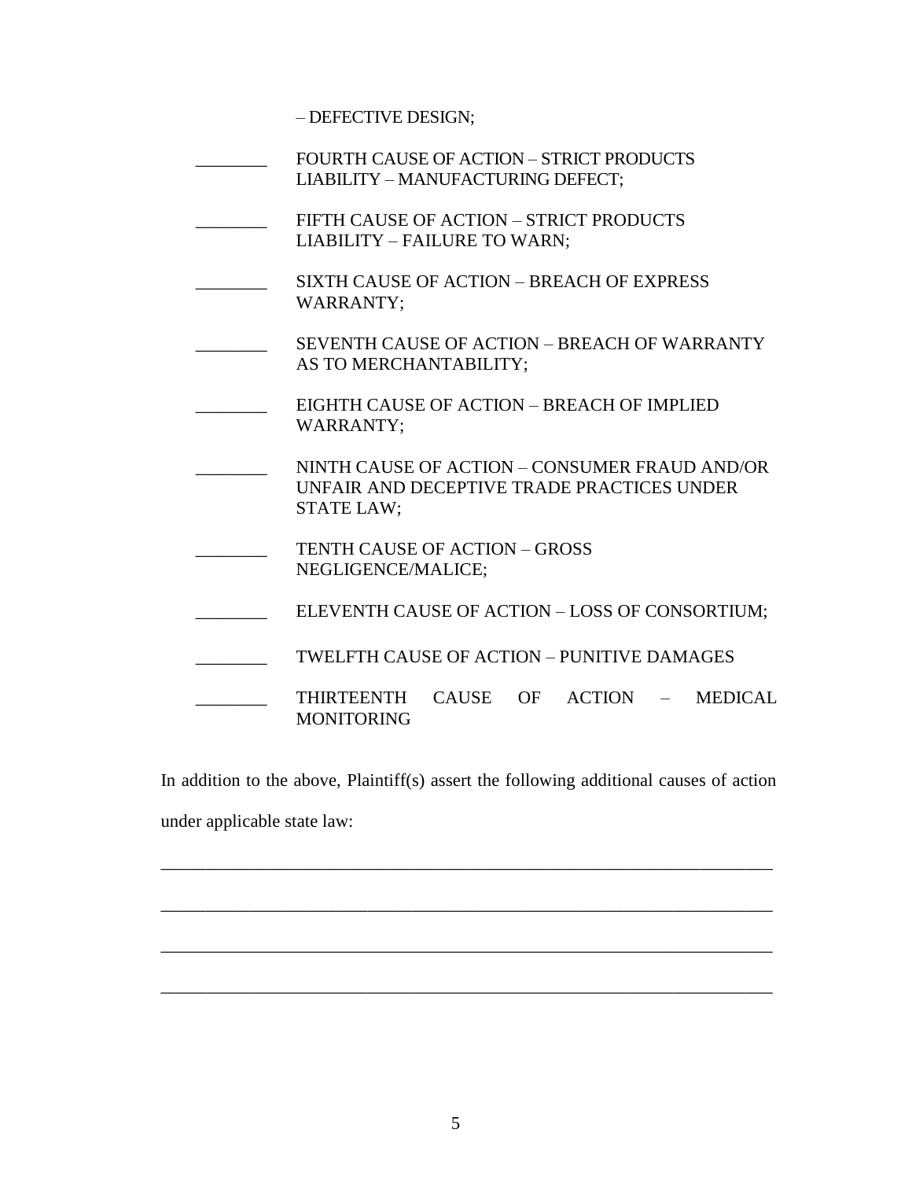– DEFECTIVE DESIGN;

________ FOURTH CAUSE OF ACTION – STRICT PRODUCTS LIABILITY – MANUFACTURING DEFECT;

________ FIFTH CAUSE OF ACTION – STRICT PRODUCTS LIABILITY – FAILURE TO WARN;

________ SIXTH CAUSE OF ACTION – BREACH OF EXPRESS WARRANTY;

________ SEVENTH CAUSE OF ACTION – BREACH OF WARRANTY AS TO MERCHANTABILITY;

________ EIGHTH CAUSE OF ACTION – BREACH OF IMPLIED WARRANTY;

________ NINTH CAUSE OF ACTION – CONSUMER FRAUD AND/OR UNFAIR AND DECEPTIVE TRADE PRACTICES UNDER STATE LAW;

________ TENTH CAUSE OF ACTION – GROSS NEGLIGENCE/MALICE;

________ ELEVENTH CAUSE OF ACTION – LOSS OF CONSORTIUM;

________ TWELFTH CAUSE OF ACTION – PUNITIVE DAMAGES

________ THIRTEENTH CAUSE OF ACTION – MEDICAL MONITORING

In addition to the above, Plaintiff(s) assert the following additional causes of action under applicable state law:

______________________________________________________________________

______________________________________________________________________

______________________________________________________________________

______________________________________________________________________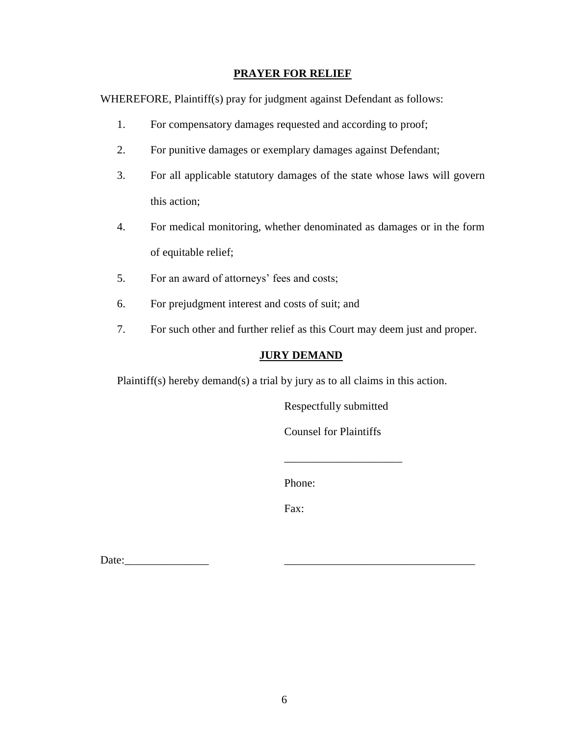## PRAYER FOR RELIEF

WHEREFORE, Plaintiff(s) pray for judgment against Defendant as follows:

1. For compensatory damages requested and according to proof;
2. For punitive damages or exemplary damages against Defendant;
3. For all applicable statutory damages of the state whose laws will govern this action;
4. For medical monitoring, whether denominated as damages or in the form of equitable relief;
5. For an award of attorneys' fees and costs;
6. For prejudgment interest and costs of suit; and
7. For such other and further relief as this Court may deem just and proper.

## JURY DEMAND

Plaintiff(s) hereby demand(s) a trial by jury as to all claims in this action.

Respectfully submitted

Counsel for Plaintiffs

_____________________

Phone:

Fax:

Date:_______________ __________________________________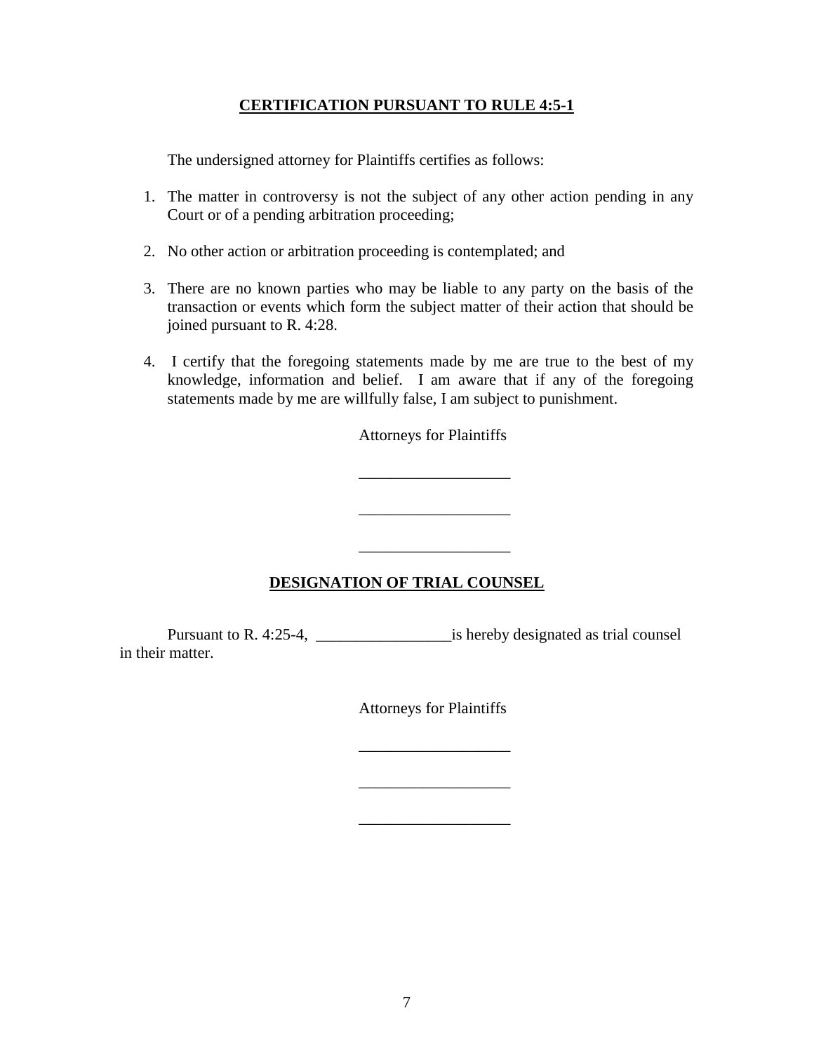**CERTIFICATION PURSUANT TO RULE 4:5-1**

The undersigned attorney for Plaintiffs certifies as follows:

1. The matter in controversy is not the subject of any other action pending in any Court or of a pending arbitration proceeding;

2. No other action or arbitration proceeding is contemplated; and

3. There are no known parties who may be liable to any party on the basis of the transaction or events which form the subject matter of their action that should be joined pursuant to R. 4:28.

4. I certify that the foregoing statements made by me are true to the best of my knowledge, information and belief. I am aware that if any of the foregoing statements made by me are willfully false, I am subject to punishment.

Attorneys for Plaintiffs

___________________

___________________

___________________

**DESIGNATION OF TRIAL COUNSEL**

Pursuant to R. 4:25-4, _________________is hereby designated as trial counsel in their matter.

Attorneys for Plaintiffs

___________________

___________________

___________________